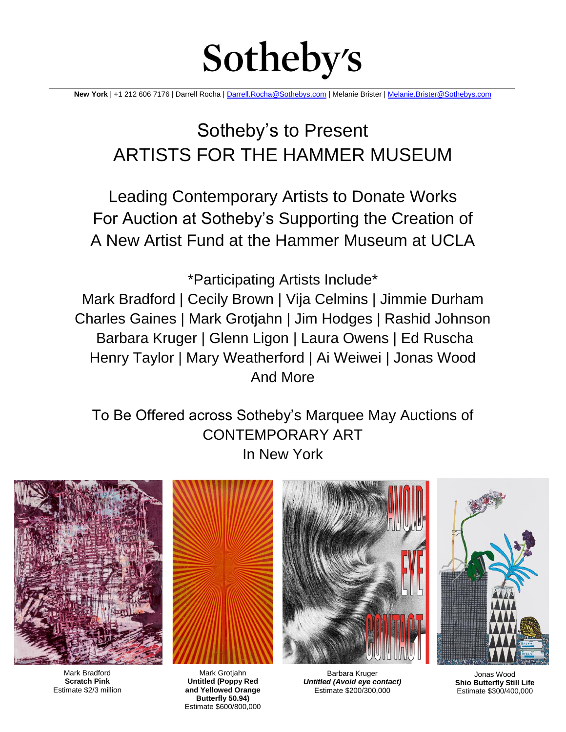# Sotheby's

**New York** | +1 212 606 7176 | Darrell Rocha | Darrell.Rocha@Sothebys.com | Melanie Brister | Melanie.Brister@Sothebys.com

# Sotheby's to Present ARTISTS FOR THE HAMMER MUSEUM

## Leading Contemporary Artists to Donate Works For Auction at Sotheby's Supporting the Creation of A New Artist Fund at the Hammer Museum at UCLA

*Participating Artists Include*

Mark Bradford | Cecily Brown | Vija Celmins | Jimmie Durham
Charles Gaines | Mark Grotjahn | Jim Hodges | Rashid Johnson
Barbara Kruger | Glenn Ligon | Laura Owens | Ed Ruscha
Henry Taylor | Mary Weatherford | Ai Weiwei | Jonas Wood
And More

To Be Offered across Sotheby's Marquee May Auctions of CONTEMPORARY ART In New York

Mark Bradford
**Scratch Pink**
Estimate $2/3 million

Mark Grotjahn
**Untitled (Poppy Red and Yellowed Orange Butterfly 50.94)**
Estimate $600/800,000

Barbara Kruger
***Untitled (Avoid eye contact)***
Estimate $200/300,000

Jonas Wood
**Shio Butterfly Still Life**
Estimate $300/400,000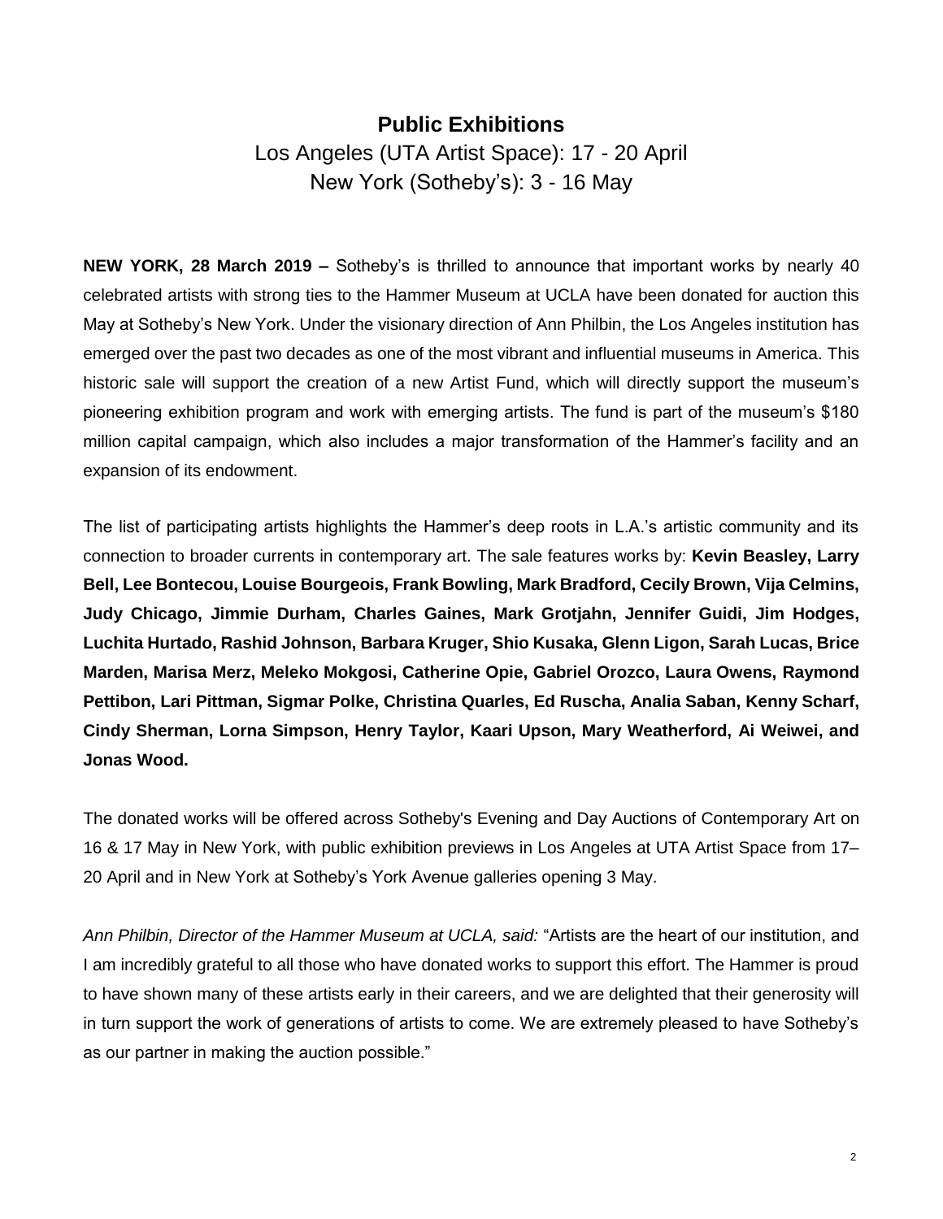## Public Exhibitions

Los Angeles (UTA Artist Space): 17 - 20 April

New York (Sotheby's): 3 - 16 May

**NEW YORK, 28 March 2019 –** Sotheby's is thrilled to announce that important works by nearly 40 celebrated artists with strong ties to the Hammer Museum at UCLA have been donated for auction this May at Sotheby's New York. Under the visionary direction of Ann Philbin, the Los Angeles institution has emerged over the past two decades as one of the most vibrant and influential museums in America. This historic sale will support the creation of a new Artist Fund, which will directly support the museum's pioneering exhibition program and work with emerging artists. The fund is part of the museum's $180 million capital campaign, which also includes a major transformation of the Hammer's facility and an expansion of its endowment.

The list of participating artists highlights the Hammer's deep roots in L.A.'s artistic community and its connection to broader currents in contemporary art. The sale features works by: **Kevin Beasley, Larry Bell, Lee Bontecou, Louise Bourgeois, Frank Bowling, Mark Bradford, Cecily Brown, Vija Celmins, Judy Chicago, Jimmie Durham, Charles Gaines, Mark Grotjahn, Jennifer Guidi, Jim Hodges, Luchita Hurtado, Rashid Johnson, Barbara Kruger, Shio Kusaka, Glenn Ligon, Sarah Lucas, Brice Marden, Marisa Merz, Meleko Mokgosi, Catherine Opie, Gabriel Orozco, Laura Owens, Raymond Pettibon, Lari Pittman, Sigmar Polke, Christina Quarles, Ed Ruscha, Analia Saban, Kenny Scharf, Cindy Sherman, Lorna Simpson, Henry Taylor, Kaari Upson, Mary Weatherford, Ai Weiwei, and Jonas Wood.**

The donated works will be offered across Sotheby's Evening and Day Auctions of Contemporary Art on 16 & 17 May in New York, with public exhibition previews in Los Angeles at UTA Artist Space from 17–20 April and in New York at Sotheby's York Avenue galleries opening 3 May.

*Ann Philbin, Director of the Hammer Museum at UCLA, said:* "Artists are the heart of our institution, and I am incredibly grateful to all those who have donated works to support this effort. The Hammer is proud to have shown many of these artists early in their careers, and we are delighted that their generosity will in turn support the work of generations of artists to come. We are extremely pleased to have Sotheby's as our partner in making the auction possible."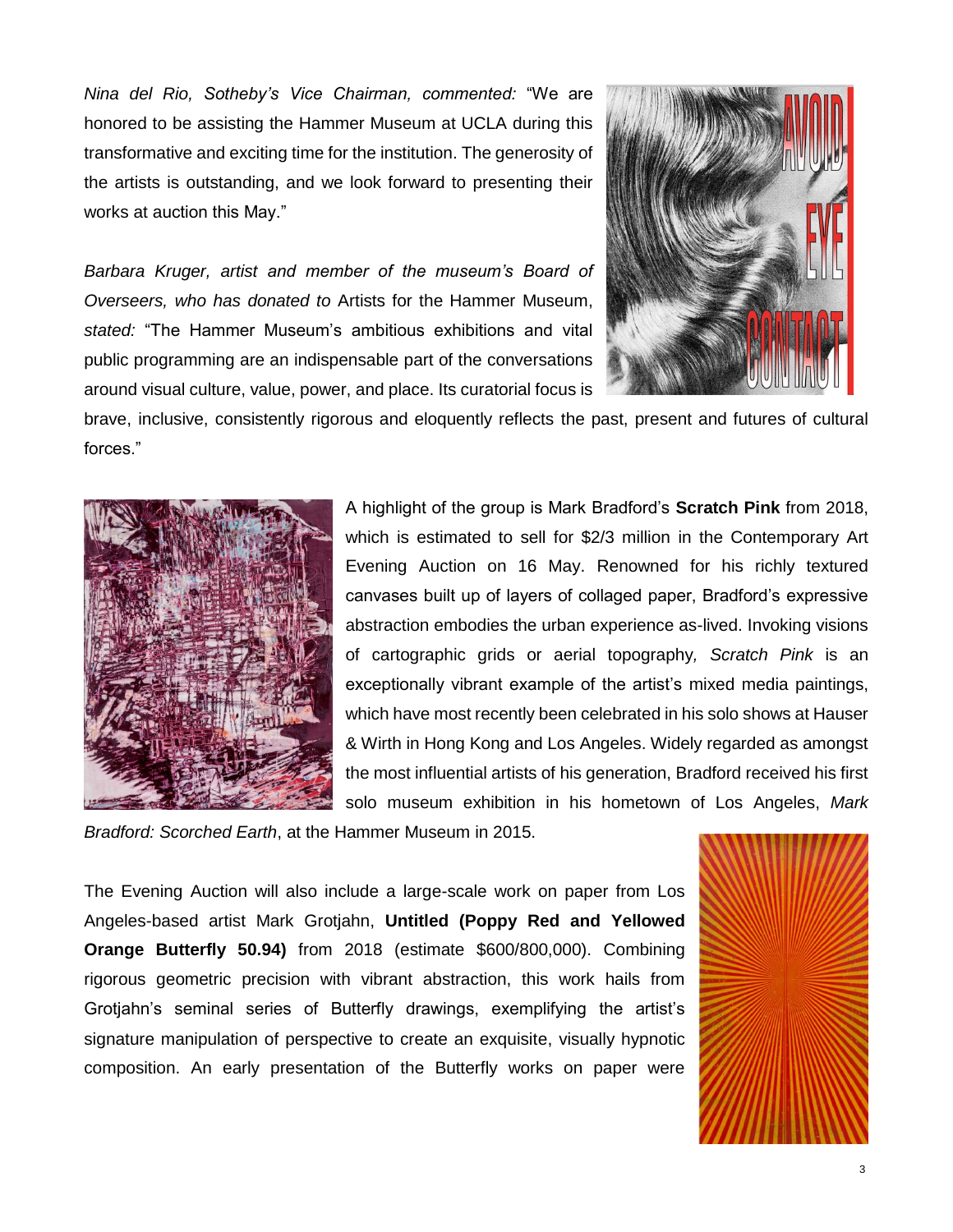*Nina del Rio, Sotheby's Vice Chairman, commented:* "We are honored to be assisting the Hammer Museum at UCLA during this transformative and exciting time for the institution. The generosity of the artists is outstanding, and we look forward to presenting their works at auction this May."

*Barbara Kruger, artist and member of the museum's Board of Overseers, who has donated to* Artists for the Hammer Museum, *stated:* "The Hammer Museum's ambitious exhibitions and vital public programming are an indispensable part of the conversations around visual culture, value, power, and place. Its curatorial focus is brave, inclusive, consistently rigorous and eloquently reflects the past, present and futures of cultural forces."

A highlight of the group is Mark Bradford's **Scratch Pink** from 2018, which is estimated to sell for $2/3 million in the Contemporary Art Evening Auction on 16 May. Renowned for his richly textured canvases built up of layers of collaged paper, Bradford's expressive abstraction embodies the urban experience as-lived. Invoking visions of cartographic grids or aerial topography*, Scratch Pink* is an exceptionally vibrant example of the artist's mixed media paintings, which have most recently been celebrated in his solo shows at Hauser & Wirth in Hong Kong and Los Angeles. Widely regarded as amongst the most influential artists of his generation, Bradford received his first solo museum exhibition in his hometown of Los Angeles, *Mark Bradford: Scorched Earth*, at the Hammer Museum in 2015.

The Evening Auction will also include a large-scale work on paper from Los Angeles-based artist Mark Grotjahn, **Untitled (Poppy Red and Yellowed Orange Butterfly 50.94)** from 2018 (estimate $600/800,000). Combining rigorous geometric precision with vibrant abstraction, this work hails from Grotjahn's seminal series of Butterfly drawings, exemplifying the artist's signature manipulation of perspective to create an exquisite, visually hypnotic composition. An early presentation of the Butterfly works on paper were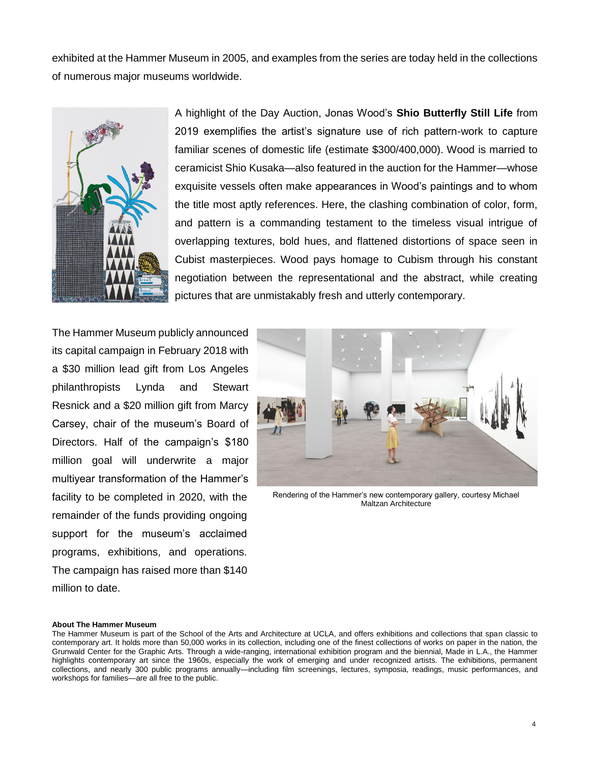exhibited at the Hammer Museum in 2005, and examples from the series are today held in the collections of numerous major museums worldwide.

A highlight of the Day Auction, Jonas Wood's **Shio Butterfly Still Life** from 2019 exemplifies the artist's signature use of rich pattern-work to capture familiar scenes of domestic life (estimate $300/400,000). Wood is married to ceramicist Shio Kusaka—also featured in the auction for the Hammer—whose exquisite vessels often make appearances in Wood's paintings and to whom the title most aptly references. Here, the clashing combination of color, form, and pattern is a commanding testament to the timeless visual intrigue of overlapping textures, bold hues, and flattened distortions of space seen in Cubist masterpieces. Wood pays homage to Cubism through his constant negotiation between the representational and the abstract, while creating pictures that are unmistakably fresh and utterly contemporary.

The Hammer Museum publicly announced its capital campaign in February 2018 with a $30 million lead gift from Los Angeles philanthropists Lynda and Stewart Resnick and a $20 million gift from Marcy Carsey, chair of the museum's Board of Directors. Half of the campaign's $180 million goal will underwrite a major multiyear transformation of the Hammer's facility to be completed in 2020, with the remainder of the funds providing ongoing support for the museum's acclaimed programs, exhibitions, and operations. The campaign has raised more than $140 million to date.

Rendering of the Hammer's new contemporary gallery, courtesy Michael Maltzan Architecture

**About The Hammer Museum**

The Hammer Museum is part of the School of the Arts and Architecture at UCLA, and offers exhibitions and collections that span classic to contemporary art. It holds more than 50,000 works in its collection, including one of the finest collections of works on paper in the nation, the Grunwald Center for the Graphic Arts. Through a wide-ranging, international exhibition program and the biennial, Made in L.A., the Hammer highlights contemporary art since the 1960s, especially the work of emerging and under recognized artists. The exhibitions, permanent collections, and nearly 300 public programs annually—including film screenings, lectures, symposia, readings, music performances, and workshops for families—are all free to the public.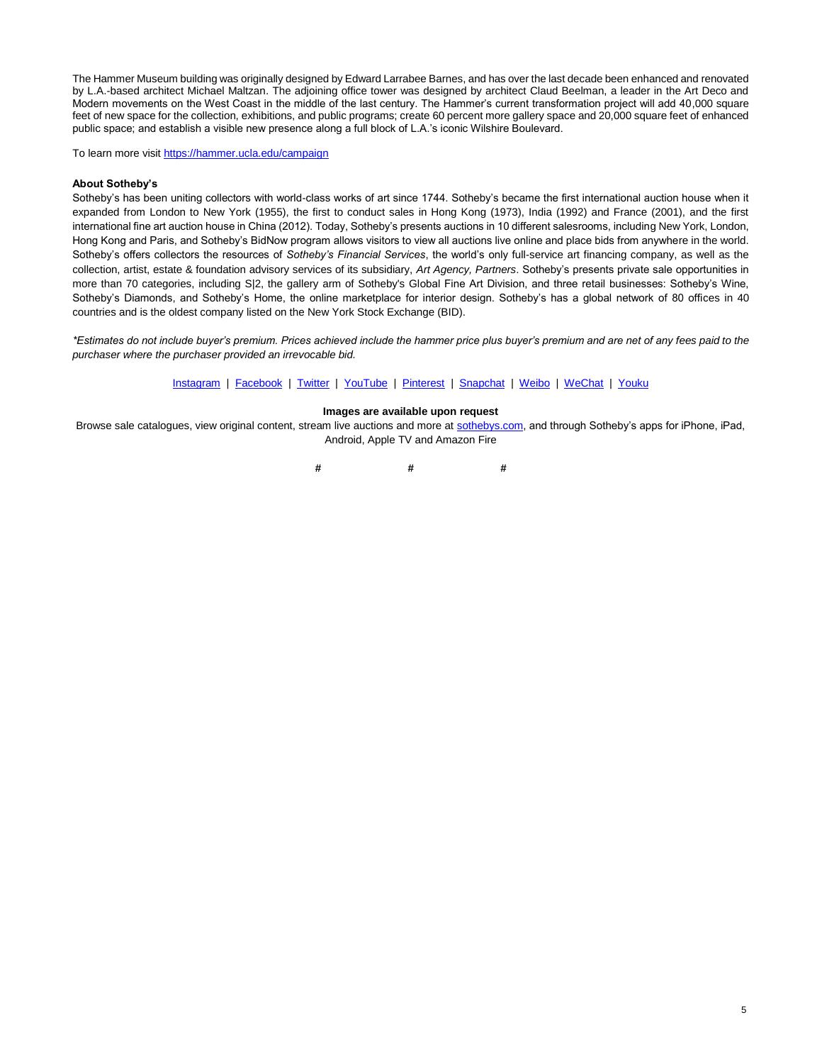The Hammer Museum building was originally designed by Edward Larrabee Barnes, and has over the last decade been enhanced and renovated by L.A.-based architect Michael Maltzan. The adjoining office tower was designed by architect Claud Beelman, a leader in the Art Deco and Modern movements on the West Coast in the middle of the last century. The Hammer's current transformation project will add 40,000 square feet of new space for the collection, exhibitions, and public programs; create 60 percent more gallery space and 20,000 square feet of enhanced public space; and establish a visible new presence along a full block of L.A.'s iconic Wilshire Boulevard.

To learn more visit [https://hammer.ucla.edu/campaign](https://hammer.ucla.edu/campaign)

**About Sotheby's**

Sotheby's has been uniting collectors with world-class works of art since 1744. Sotheby's became the first international auction house when it expanded from London to New York (1955), the first to conduct sales in Hong Kong (1973), India (1992) and France (2001), and the first international fine art auction house in China (2012). Today, Sotheby's presents auctions in 10 different salesrooms, including New York, London, Hong Kong and Paris, and Sotheby's BidNow program allows visitors to view all auctions live online and place bids from anywhere in the world. Sotheby's offers collectors the resources of *Sotheby's Financial Services*, the world's only full-service art financing company, as well as the collection, artist, estate & foundation advisory services of its subsidiary, *Art Agency, Partners*. Sotheby's presents private sale opportunities in more than 70 categories, including S|2, the gallery arm of Sotheby's Global Fine Art Division, and three retail businesses: Sotheby's Wine, Sotheby's Diamonds, and Sotheby's Home, the online marketplace for interior design. Sotheby's has a global network of 80 offices in 40 countries and is the oldest company listed on the New York Stock Exchange (BID).

*\*Estimates do not include buyer's premium. Prices achieved include the hammer price plus buyer's premium and are net of any fees paid to the purchaser where the purchaser provided an irrevocable bid.*

[Instagram](#) | [Facebook](#) | [Twitter](#) | [YouTube](#) | [Pinterest](#) | [Snapchat](#) | [Weibo](#) | [WeChat](#) | [Youku](#)

**Images are available upon request**

Browse sale catalogues, view original content, stream live auctions and more at [sothebys.com](https://sothebys.com), and through Sotheby's apps for iPhone, iPad, Android, Apple TV and Amazon Fire

# # #